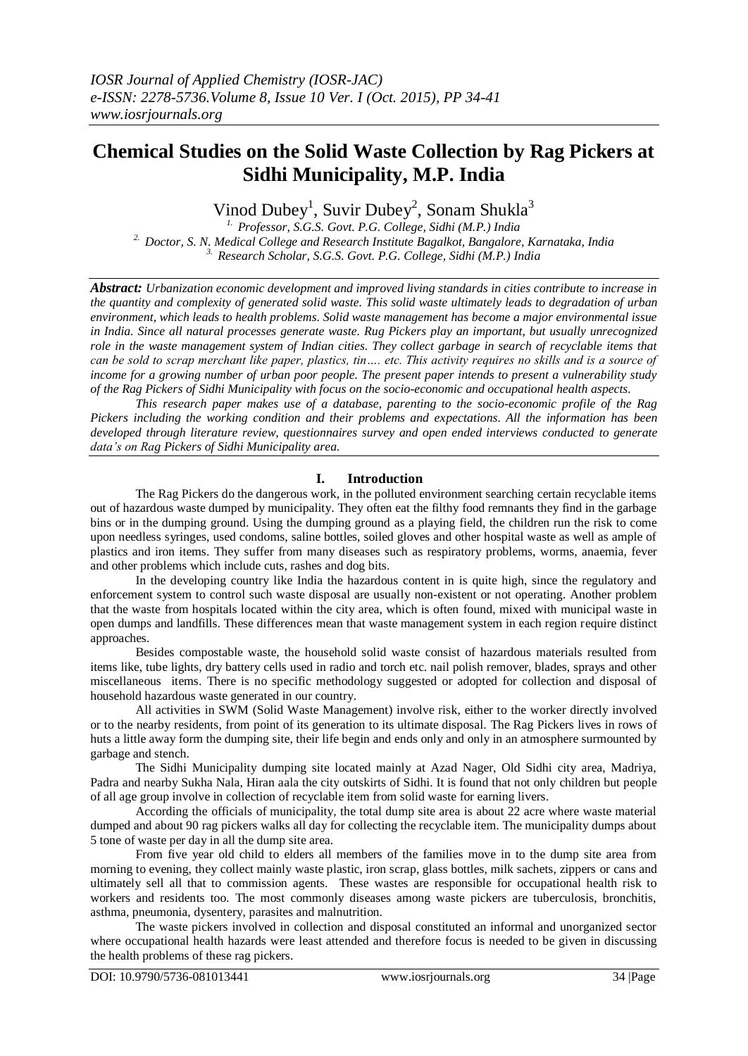# Chemical Studies on the Solid Waste Collection by Rag Pickers at Sidhi Municipality, M.P. India

Vinod Dubey[1], Suvir Dubey[2], Sonam Shukla[3]

[1.] *Professor, S.G.S. Govt. P.G. College, Sidhi (M.P.) India*
[2.] *Doctor, S. N. Medical College and Research Institute Bagalkot, Bangalore, Karnataka, India*
[3.] *Research Scholar, S.G.S. Govt. P.G. College, Sidhi (M.P.) India*

***Abstract:*** *Urbanization economic development and improved living standards in cities contribute to increase in the quantity and complexity of generated solid waste. This solid waste ultimately leads to degradation of urban environment, which leads to health problems. Solid waste management has become a major environmental issue in India. Since all natural processes generate waste. Rug Pickers play an important, but usually unrecognized role in the waste management system of Indian cities. They collect garbage in search of recyclable items that can be sold to scrap merchant like paper, plastics, tin…. etc. This activity requires no skills and is a source of income for a growing number of urban poor people. The present paper intends to present a vulnerability study of the Rag Pickers of Sidhi Municipality with focus on the socio-economic and occupational health aspects.*

*This research paper makes use of a database, parenting to the socio-economic profile of the Rag Pickers including the working condition and their problems and expectations. All the information has been developed through literature review, questionnaires survey and open ended interviews conducted to generate data's on Rag Pickers of Sidhi Municipality area.*

## I. Introduction

The Rag Pickers do the dangerous work, in the polluted environment searching certain recyclable items out of hazardous waste dumped by municipality. They often eat the filthy food remnants they find in the garbage bins or in the dumping ground. Using the dumping ground as a playing field, the children run the risk to come upon needless syringes, used condoms, saline bottles, soiled gloves and other hospital waste as well as ample of plastics and iron items. They suffer from many diseases such as respiratory problems, worms, anaemia, fever and other problems which include cuts, rashes and dog bits.

In the developing country like India the hazardous content in is quite high, since the regulatory and enforcement system to control such waste disposal are usually non-existent or not operating. Another problem that the waste from hospitals located within the city area, which is often found, mixed with municipal waste in open dumps and landfills. These differences mean that waste management system in each region require distinct approaches.

Besides compostable waste, the household solid waste consist of hazardous materials resulted from items like, tube lights, dry battery cells used in radio and torch etc. nail polish remover, blades, sprays and other miscellaneous items. There is no specific methodology suggested or adopted for collection and disposal of household hazardous waste generated in our country.

All activities in SWM (Solid Waste Management) involve risk, either to the worker directly involved or to the nearby residents, from point of its generation to its ultimate disposal. The Rag Pickers lives in rows of huts a little away form the dumping site, their life begin and ends only and only in an atmosphere surmounted by garbage and stench.

The Sidhi Municipality dumping site located mainly at Azad Nager, Old Sidhi city area, Madriya, Padra and nearby Sukha Nala, Hiran aala the city outskirts of Sidhi. It is found that not only children but people of all age group involve in collection of recyclable item from solid waste for earning livers.

According the officials of municipality, the total dump site area is about 22 acre where waste material dumped and about 90 rag pickers walks all day for collecting the recyclable item. The municipality dumps about 5 tone of waste per day in all the dump site area.

From five year old child to elders all members of the families move in to the dump site area from morning to evening, they collect mainly waste plastic, iron scrap, glass bottles, milk sachets, zippers or cans and ultimately sell all that to commission agents. These wastes are responsible for occupational health risk to workers and residents too. The most commonly diseases among waste pickers are tuberculosis, bronchitis, asthma, pneumonia, dysentery, parasites and malnutrition.

The waste pickers involved in collection and disposal constituted an informal and unorganized sector where occupational health hazards were least attended and therefore focus is needed to be given in discussing the health problems of these rag pickers.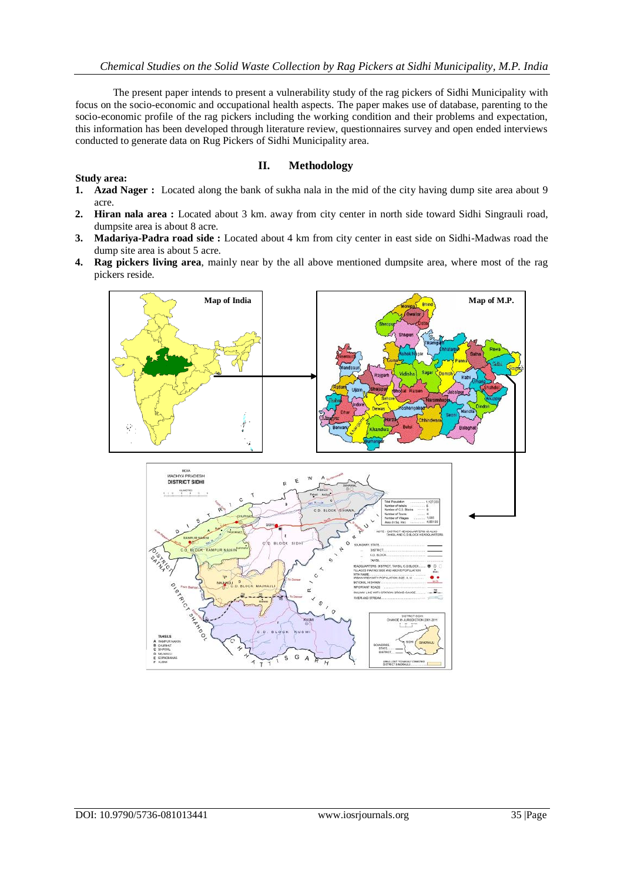The present paper intends to present a vulnerability study of the rag pickers of Sidhi Municipality with focus on the socio-economic and occupational health aspects. The paper makes use of database, parenting to the socio-economic profile of the rag pickers including the working condition and their problems and expectation, this information has been developed through literature review, questionnaires survey and open ended interviews conducted to generate data on Rug Pickers of Sidhi Municipality area.

## II. Methodology

**Study area:**

1. **Azad Nager :** Located along the bank of sukha nala in the mid of the city having dump site area about 9 acre.
2. **Hiran nala area :** Located about 3 km. away from city center in north side toward Sidhi Singrauli road, dumpsite area is about 8 acre.
3. **Madariya-Padra road side :** Located about 4 km from city center in east side on Sidhi-Madwas road the dump site area is about 5 acre.
4. **Rag pickers living area**, mainly near by the all above mentioned dumpsite area, where most of the rag pickers reside.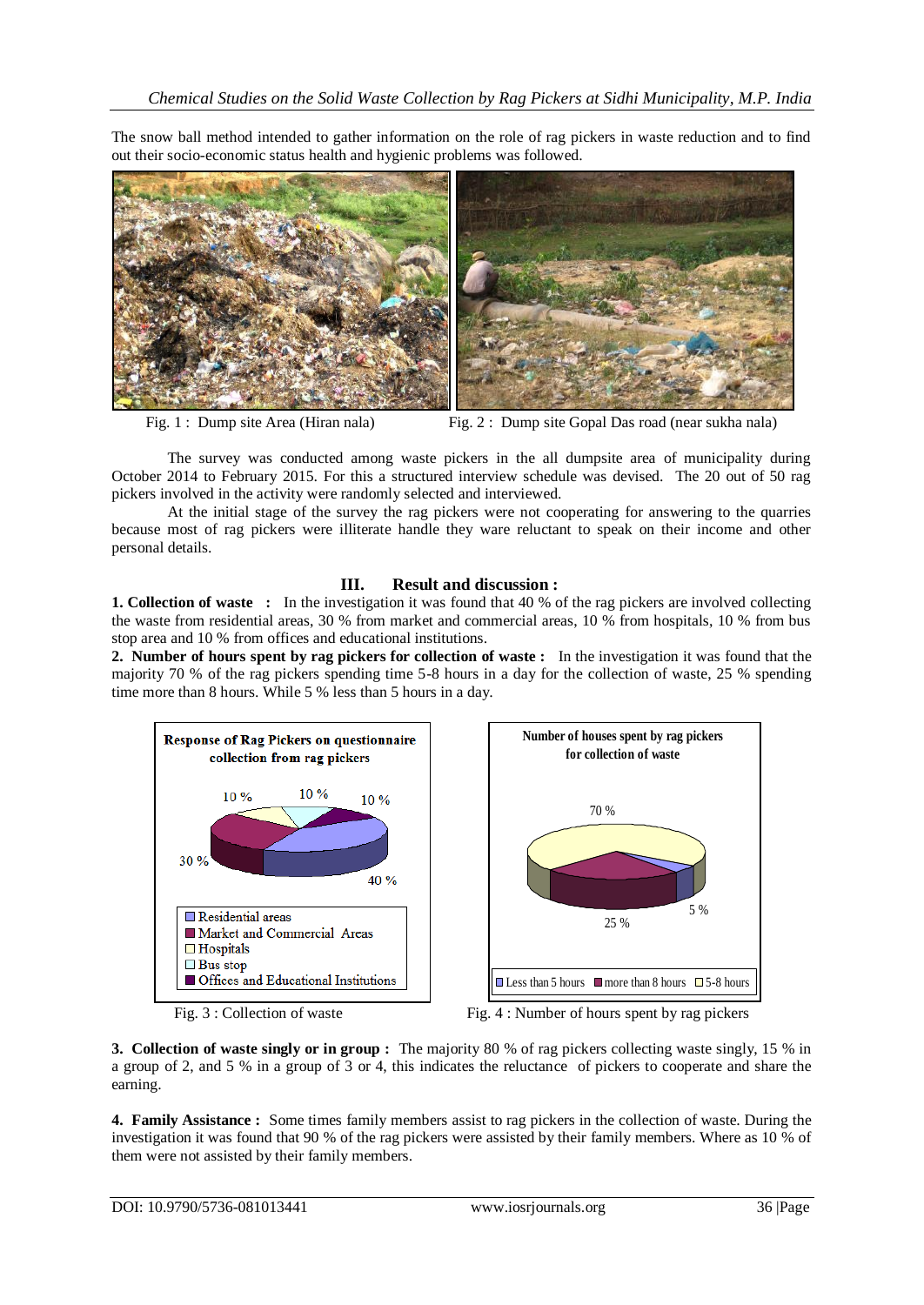The snow ball method intended to gather information on the role of rag pickers in waste reduction and to find out their socio-economic status health and hygienic problems was followed.

Fig. 1 : Dump site Area (Hiran nala)

Fig. 2 : Dump site Gopal Das road (near sukha nala)

The survey was conducted among waste pickers in the all dumpsite area of municipality during October 2014 to February 2015. For this a structured interview schedule was devised. The 20 out of 50 rag pickers involved in the activity were randomly selected and interviewed.

At the initial stage of the survey the rag pickers were not cooperating for answering to the quarries because most of rag pickers were illiterate handle they ware reluctant to speak on their income and other personal details.

## III. Result and discussion :

**1. Collection of waste :** In the investigation it was found that 40 % of the rag pickers are involved collecting the waste from residential areas, 30 % from market and commercial areas, 10 % from hospitals, 10 % from bus stop area and 10 % from offices and educational institutions.

**2. Number of hours spent by rag pickers for collection of waste :** In the investigation it was found that the majority 70 % of the rag pickers spending time 5-8 hours in a day for the collection of waste, 25 % spending time more than 8 hours. While 5 % less than 5 hours in a day.

Response of Rag Pickers on questionnaire collection from rag pickers

10 %
10 %
10 %
30 %
40 %

Residential areas
Market and Commercial Areas
Hospitals
Bus stop
Offices and Educational Institutions

Fig. 3 : Collection of waste

Number of houses spent by rag pickers for collection of waste

70 %
25 %
5 %

Less than 5 hours
more than 8 hours
5-8 hours

Fig. 4 : Number of hours spent by rag pickers

**3. Collection of waste singly or in group :** The majority 80 % of rag pickers collecting waste singly, 15 % in a group of 2, and 5 % in a group of 3 or 4, this indicates the reluctance of pickers to cooperate and share the earning.

**4. Family Assistance :** Some times family members assist to rag pickers in the collection of waste. During the investigation it was found that 90 % of the rag pickers were assisted by their family members. Where as 10 % of them were not assisted by their family members.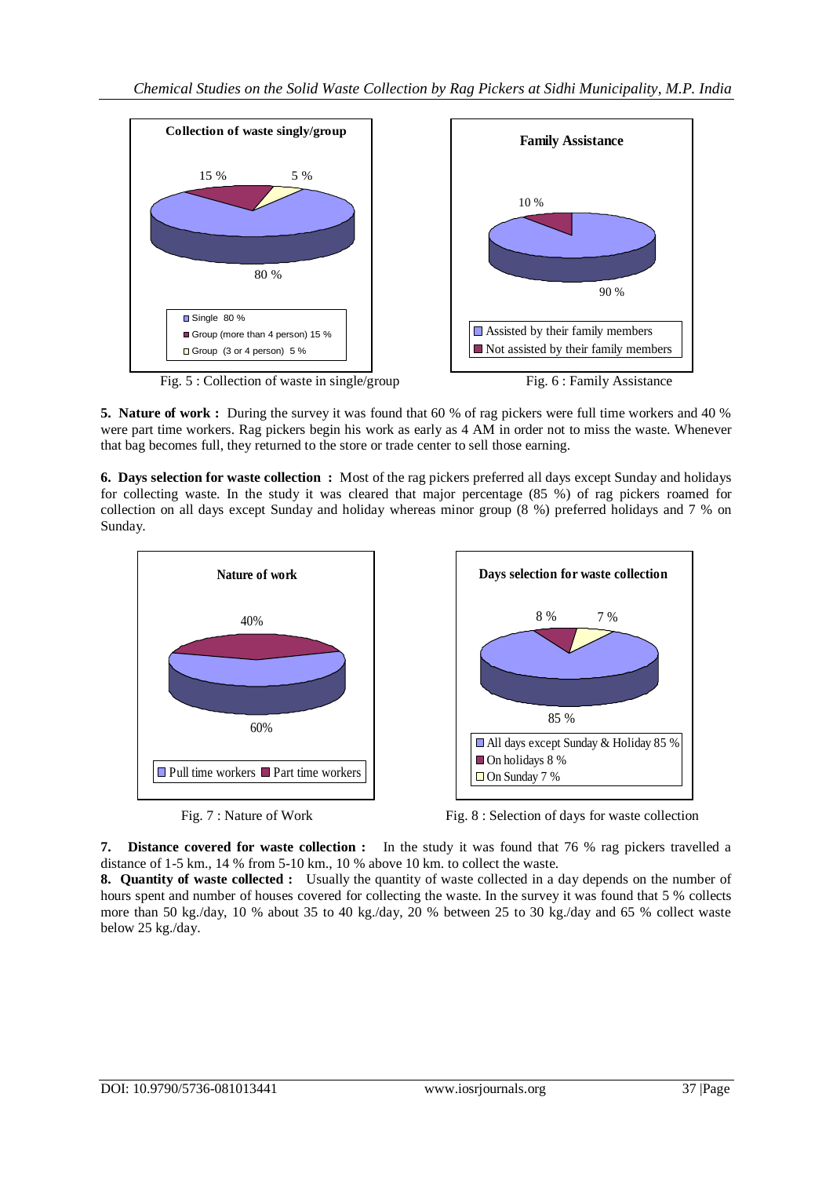Fig. 5 : Collection of waste in single/group

Fig. 6 : Family Assistance

**5. Nature of work :** During the survey it was found that 60 % of rag pickers were full time workers and 40 % were part time workers. Rag pickers begin his work as early as 4 AM in order not to miss the waste. Whenever that bag becomes full, they returned to the store or trade center to sell those earning.

**6. Days selection for waste collection :** Most of the rag pickers preferred all days except Sunday and holidays for collecting waste. In the study it was cleared that major percentage (85 %) of rag pickers roamed for collection on all days except Sunday and holiday whereas minor group (8 %) preferred holidays and 7 % on Sunday.

Fig. 7 : Nature of Work

Fig. 8 : Selection of days for waste collection

**7. Distance covered for waste collection :** In the study it was found that 76 % rag pickers travelled a distance of 1-5 km., 14 % from 5-10 km., 10 % above 10 km. to collect the waste.

**8. Quantity of waste collected :** Usually the quantity of waste collected in a day depends on the number of hours spent and number of houses covered for collecting the waste. In the survey it was found that 5 % collects more than 50 kg./day, 10 % about 35 to 40 kg./day, 20 % between 25 to 30 kg./day and 65 % collect waste below 25 kg./day.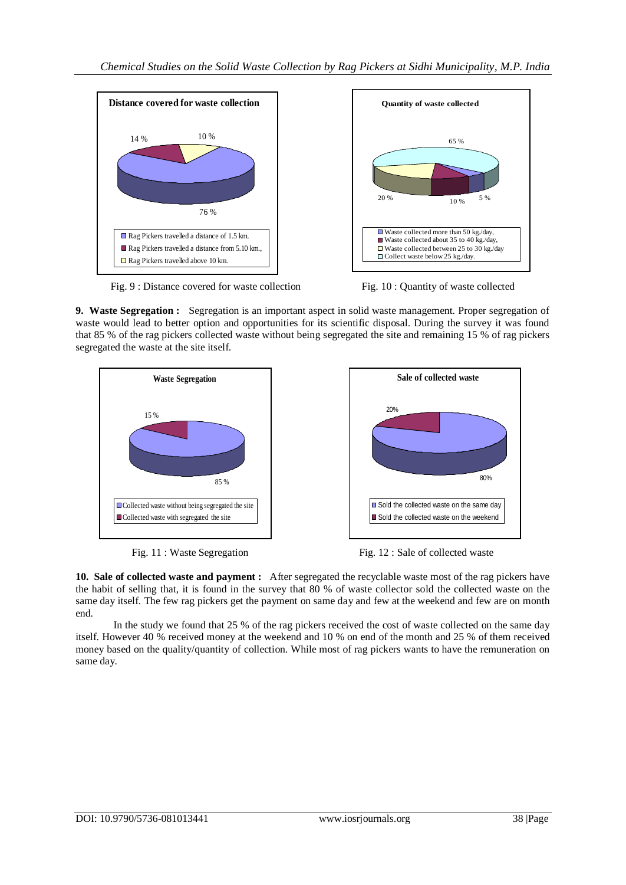**Distance covered for waste collection**

14 %

10 %

76 %

Rag Pickers travelled a distance of 1.5 km.

Rag Pickers travelled a distance from 5.10 km.,

Rag Pickers travelled above 10 km.

Fig. 9 : Distance covered for waste collection

**Quantity of waste collected**

65 %

20 %

10 %

5 %

Waste collected more than 50 kg./day,

Waste collected about 35 to 40 kg./day,

Waste collected between 25 to 30 kg./day

Collect waste below 25 kg./day.

Fig. 10 : Quantity of waste collected

**9. Waste Segregation :** Segregation is an important aspect in solid waste management. Proper segregation of waste would lead to better option and opportunities for its scientific disposal. During the survey it was found that 85 % of the rag pickers collected waste without being segregated the site and remaining 15 % of rag pickers segregated the waste at the site itself.

**Waste Segregation**

15 %

85 %

Collected waste without being segregated the site

Collected waste with segregated the site

Fig. 11 : Waste Segregation

**Sale of collected waste**

20%

80%

Sold the collected waste on the same day

Sold the collected waste on the weekend

Fig. 12 : Sale of collected waste

**10. Sale of collected waste and payment :** After segregated the recyclable waste most of the rag pickers have the habit of selling that, it is found in the survey that 80 % of waste collector sold the collected waste on the same day itself. The few rag pickers get the payment on same day and few at the weekend and few are on month end.

In the study we found that 25 % of the rag pickers received the cost of waste collected on the same day itself. However 40 % received money at the weekend and 10 % on end of the month and 25 % of them received money based on the quality/quantity of collection. While most of rag pickers wants to have the remuneration on same day.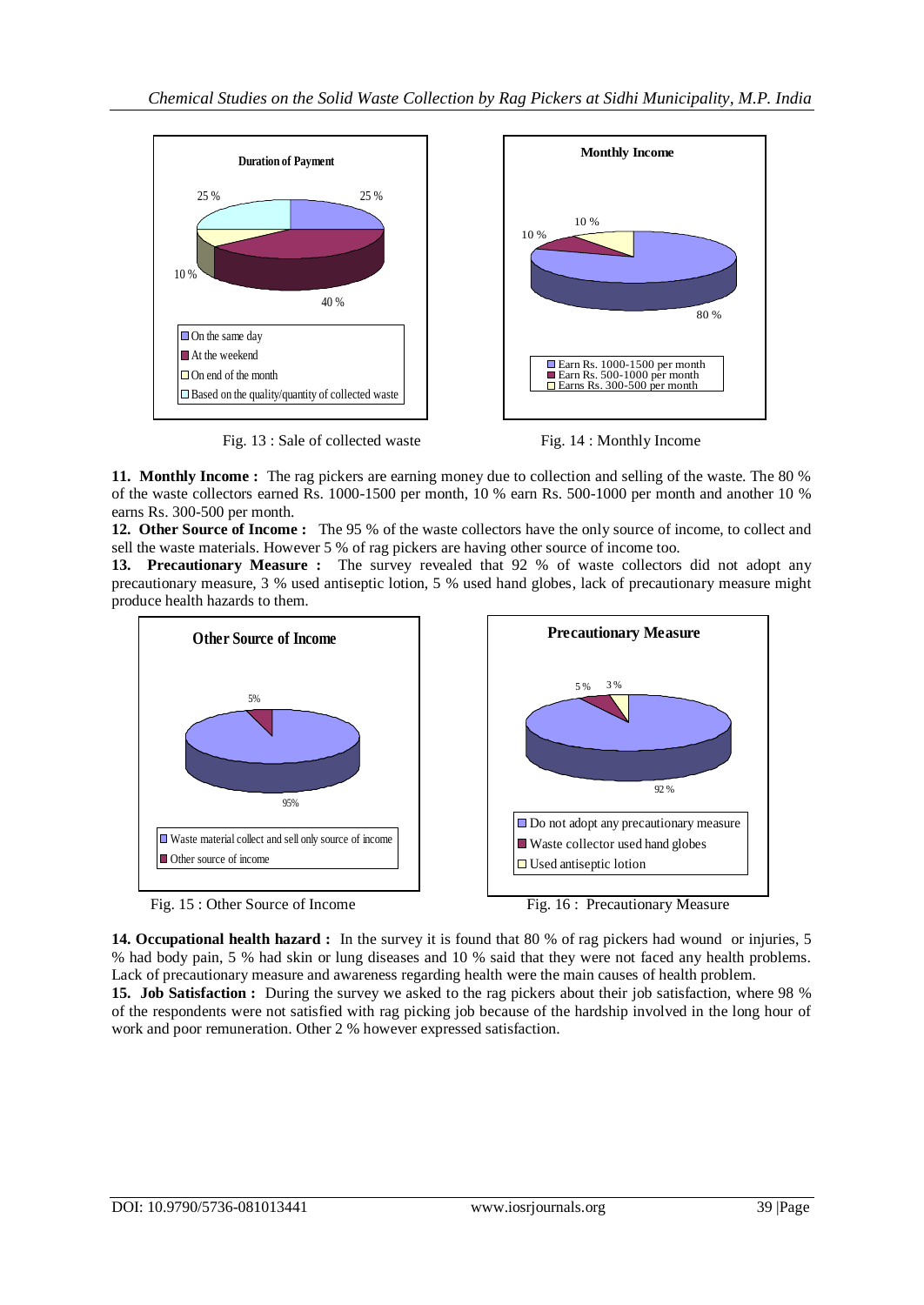Duration of Payment

25 %

25 %

10 %

40 %

On the same day

At the weekend

On end of the month

Based on the quality/quantity of collected waste

Fig. 13 : Sale of collected waste

Monthly Income

10 %

10 %

80 %

Earn Rs. 1000-1500 per month

Earn Rs. 500-1000 per month

Earns Rs. 300-500 per month

Fig. 14 : Monthly Income

**11. Monthly Income :** The rag pickers are earning money due to collection and selling of the waste. The 80 % of the waste collectors earned Rs. 1000-1500 per month, 10 % earn Rs. 500-1000 per month and another 10 % earns Rs. 300-500 per month.

**12. Other Source of Income :** The 95 % of the waste collectors have the only source of income, to collect and sell the waste materials. However 5 % of rag pickers are having other source of income too.

**13. Precautionary Measure :** The survey revealed that 92 % of waste collectors did not adopt any precautionary measure, 3 % used antiseptic lotion, 5 % used hand globes, lack of precautionary measure might produce health hazards to them.

Other Source of Income

5%

95%

Waste material collect and sell only source of income

Other source of income

Fig. 15 : Other Source of Income

Precautionary Measure

5 %

3 %

92 %

Do not adopt any precautionary measure

Waste collector used hand globes

Used antiseptic lotion

Fig. 16 : Precautionary Measure

**14. Occupational health hazard :** In the survey it is found that 80 % of rag pickers had wound or injuries, 5 % had body pain, 5 % had skin or lung diseases and 10 % said that they were not faced any health problems. Lack of precautionary measure and awareness regarding health were the main causes of health problem.

**15. Job Satisfaction :** During the survey we asked to the rag pickers about their job satisfaction, where 98 % of the respondents were not satisfied with rag picking job because of the hardship involved in the long hour of work and poor remuneration. Other 2 % however expressed satisfaction.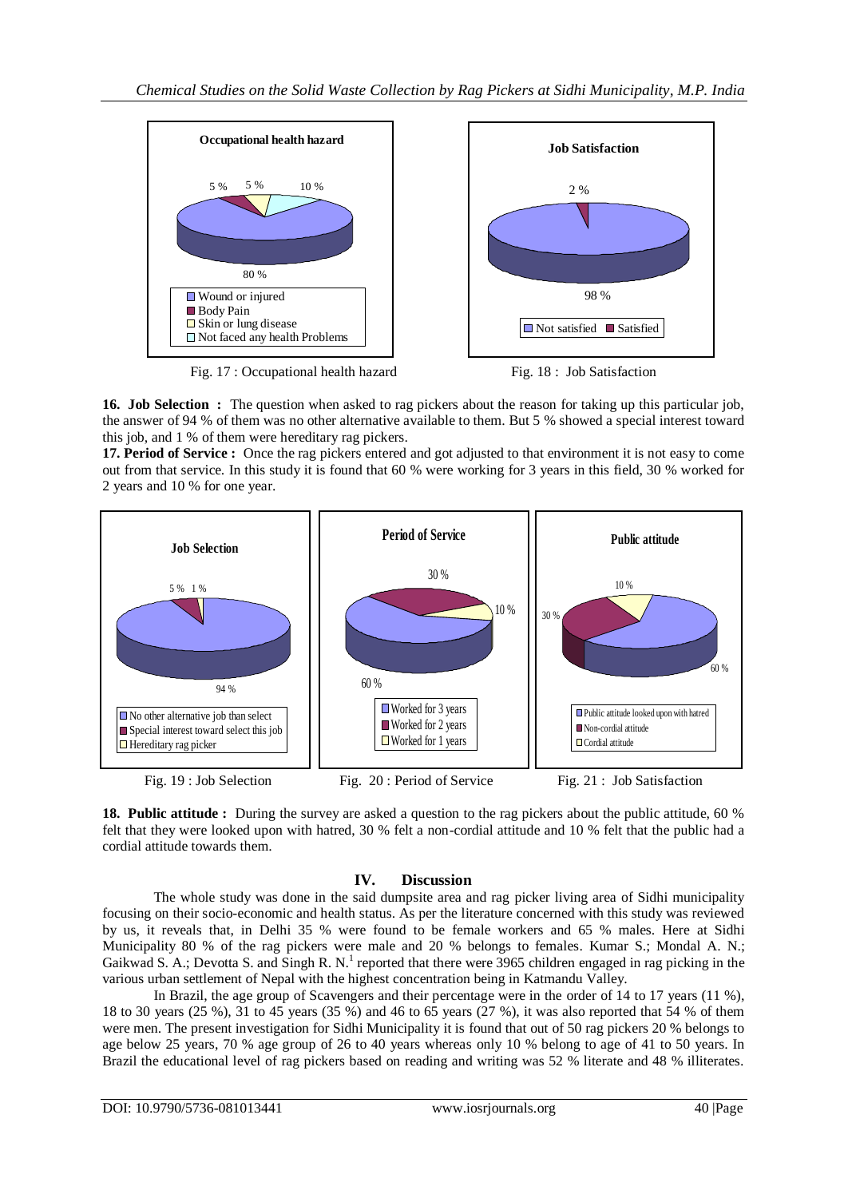Occupational health hazard

5 %
5 %
10 %
80 %

- Wound or injured
- Body Pain
- Skin or lung disease
- Not faced any health Problems

Fig. 17 : Occupational health hazard

Job Satisfaction

2 %
98 %

- Not satisfied
- Satisfied

Fig. 18 : Job Satisfaction

**16. Job Selection :** The question when asked to rag pickers about the reason for taking up this particular job, the answer of 94 % of them was no other alternative available to them. But 5 % showed a special interest toward this job, and 1 % of them were hereditary rag pickers.

**17. Period of Service :** Once the rag pickers entered and got adjusted to that environment it is not easy to come out from that service. In this study it is found that 60 % were working for 3 years in this field, 30 % worked for 2 years and 10 % for one year.

Job Selection

5 % 1 %
94 %

- No other alternative job than select
- Special interest toward select this job
- Hereditary rag picker

Fig. 19 : Job Selection

Period of Service

30 %
10 %
60 %

- Worked for 3 years
- Worked for 2 years
- Worked for 1 years

Fig. 20 : Period of Service

Public attitude

10 %
30 %
60 %

- Public attitude looked upon with hatred
- Non-cordial attitude
- Cordial attitude

Fig. 21 : Job Satisfaction

**18. Public attitude :** During the survey are asked a question to the rag pickers about the public attitude, 60 % felt that they were looked upon with hatred, 30 % felt a non-cordial attitude and 10 % felt that the public had a cordial attitude towards them.

## IV. Discussion

The whole study was done in the said dumpsite area and rag picker living area of Sidhi municipality focusing on their socio-economic and health status. As per the literature concerned with this study was reviewed by us, it reveals that, in Delhi 35 % were found to be female workers and 65 % males. Here at Sidhi Municipality 80 % of the rag pickers were male and 20 % belongs to females. Kumar S.; Mondal A. N.; Gaikwad S. A.; Devotta S. and Singh R. N.[1] reported that there were 3965 children engaged in rag picking in the various urban settlement of Nepal with the highest concentration being in Katmandu Valley.

In Brazil, the age group of Scavengers and their percentage were in the order of 14 to 17 years (11 %), 18 to 30 years (25 %), 31 to 45 years (35 %) and 46 to 65 years (27 %), it was also reported that 54 % of them were men. The present investigation for Sidhi Municipality it is found that out of 50 rag pickers 20 % belongs to age below 25 years, 70 % age group of 26 to 40 years whereas only 10 % belong to age of 41 to 50 years. In Brazil the educational level of rag pickers based on reading and writing was 52 % literate and 48 % illiterates.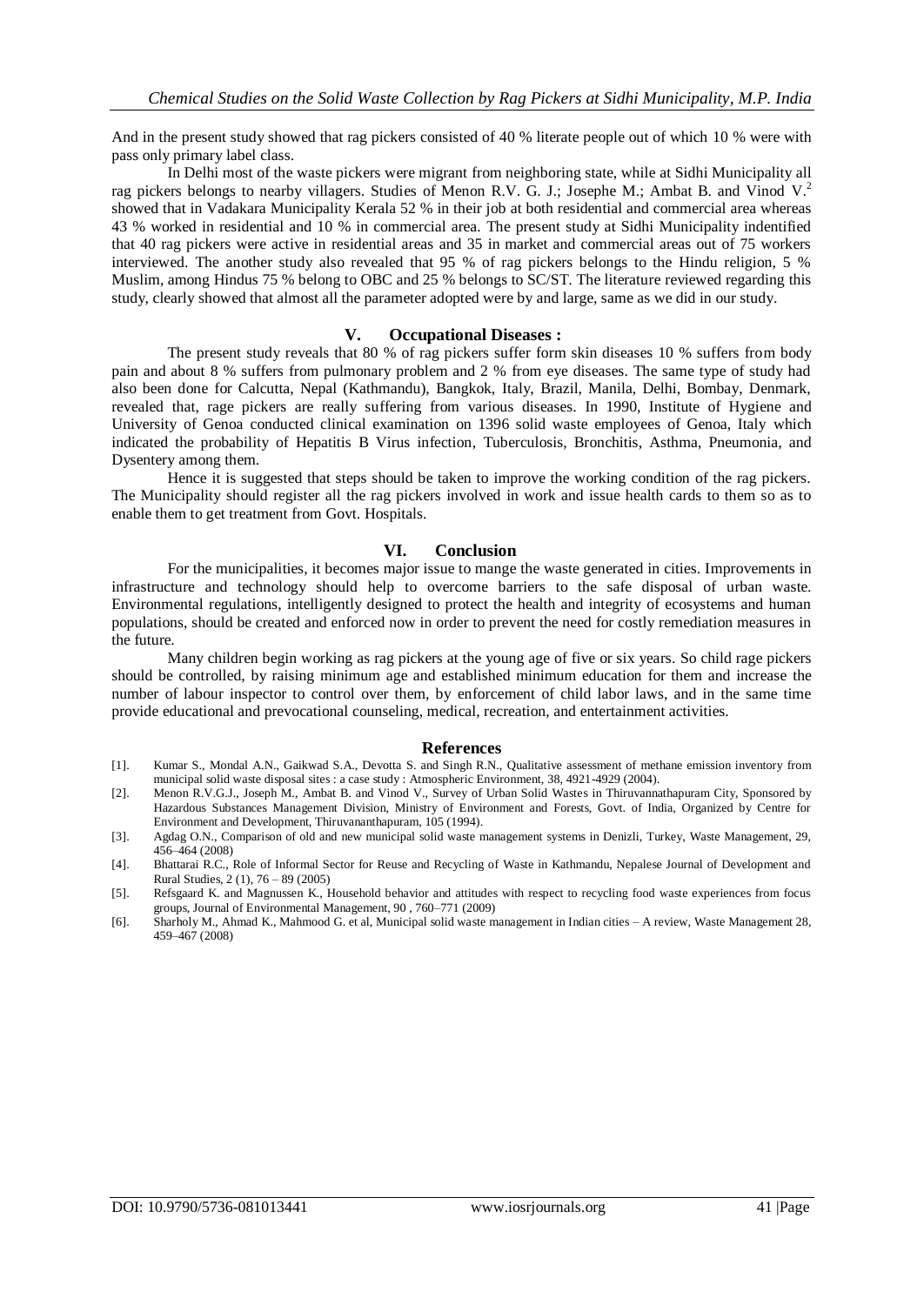And in the present study showed that rag pickers consisted of 40 % literate people out of which 10 % were with pass only primary label class.

In Delhi most of the waste pickers were migrant from neighboring state, while at Sidhi Municipality all rag pickers belongs to nearby villagers. Studies of Menon R.V. G. J.; Josephe M.; Ambat B. and Vinod V.[2] showed that in Vadakara Municipality Kerala 52 % in their job at both residential and commercial area whereas 43 % worked in residential and 10 % in commercial area. The present study at Sidhi Municipality indentified that 40 rag pickers were active in residential areas and 35 in market and commercial areas out of 75 workers interviewed. The another study also revealed that 95 % of rag pickers belongs to the Hindu religion, 5 % Muslim, among Hindus 75 % belong to OBC and 25 % belongs to SC/ST. The literature reviewed regarding this study, clearly showed that almost all the parameter adopted were by and large, same as we did in our study.

## V. Occupational Diseases :

The present study reveals that 80 % of rag pickers suffer form skin diseases 10 % suffers from body pain and about 8 % suffers from pulmonary problem and 2 % from eye diseases. The same type of study had also been done for Calcutta, Nepal (Kathmandu), Bangkok, Italy, Brazil, Manila, Delhi, Bombay, Denmark, revealed that, rage pickers are really suffering from various diseases. In 1990, Institute of Hygiene and University of Genoa conducted clinical examination on 1396 solid waste employees of Genoa, Italy which indicated the probability of Hepatitis B Virus infection, Tuberculosis, Bronchitis, Asthma, Pneumonia, and Dysentery among them.

Hence it is suggested that steps should be taken to improve the working condition of the rag pickers. The Municipality should register all the rag pickers involved in work and issue health cards to them so as to enable them to get treatment from Govt. Hospitals.

## VI. Conclusion

For the municipalities, it becomes major issue to mange the waste generated in cities. Improvements in infrastructure and technology should help to overcome barriers to the safe disposal of urban waste. Environmental regulations, intelligently designed to protect the health and integrity of ecosystems and human populations, should be created and enforced now in order to prevent the need for costly remediation measures in the future.

Many children begin working as rag pickers at the young age of five or six years. So child rage pickers should be controlled, by raising minimum age and established minimum education for them and increase the number of labour inspector to control over them, by enforcement of child labor laws, and in the same time provide educational and prevocational counseling, medical, recreation, and entertainment activities.

## References

[1]. Kumar S., Mondal A.N., Gaikwad S.A., Devotta S. and Singh R.N., Qualitative assessment of methane emission inventory from municipal solid waste disposal sites : a case study : Atmospheric Environment, 38, 4921-4929 (2004).

[2]. Menon R.V.G.J., Joseph M., Ambat B. and Vinod V., Survey of Urban Solid Wastes in Thiruvannathapuram City, Sponsored by Hazardous Substances Management Division, Ministry of Environment and Forests, Govt. of India, Organized by Centre for Environment and Development, Thiruvananthapuram, 105 (1994).

[3]. Agdag O.N., Comparison of old and new municipal solid waste management systems in Denizli, Turkey, Waste Management, 29, 456–464 (2008)

[4]. Bhattarai R.C., Role of Informal Sector for Reuse and Recycling of Waste in Kathmandu, Nepalese Journal of Development and Rural Studies, 2 (1), 76 – 89 (2005)

[5]. Refsgaard K. and Magnussen K., Household behavior and attitudes with respect to recycling food waste experiences from focus groups, Journal of Environmental Management, 90 , 760–771 (2009)

[6]. Sharholy M., Ahmad K., Mahmood G. et al, Municipal solid waste management in Indian cities – A review, Waste Management 28, 459–467 (2008)